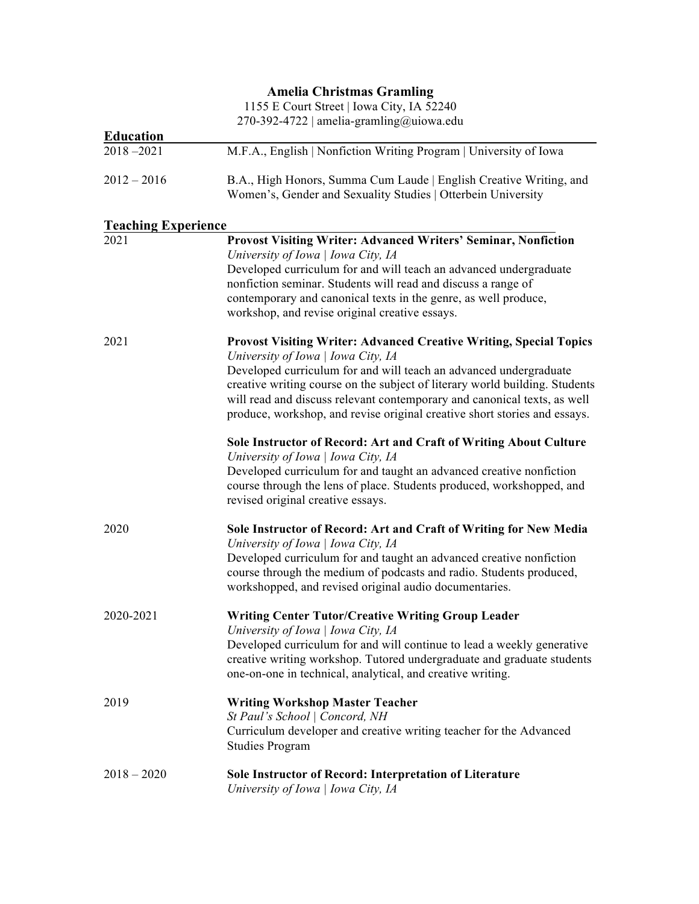# Amelia Christmas Gramling

1155 E Court Street | Iowa City, IA 52240
270-392-4722 | amelia-gramling@uiowa.edu

## Education

2018 –2021 — M.F.A., English | Nonfiction Writing Program | University of Iowa

2012 – 2016 — B.A., High Honors, Summa Cum Laude | English Creative Writing, and Women's, Gender and Sexuality Studies | Otterbein University

## Teaching Experience

2021 — **Provost Visiting Writer: Advanced Writers' Seminar, Nonfiction**
*University of Iowa | Iowa City, IA*
Developed curriculum for and will teach an advanced undergraduate nonfiction seminar. Students will read and discuss a range of contemporary and canonical texts in the genre, as well produce, workshop, and revise original creative essays.

2021 — **Provost Visiting Writer: Advanced Creative Writing, Special Topics**
*University of Iowa | Iowa City, IA*
Developed curriculum for and will teach an advanced undergraduate creative writing course on the subject of literary world building. Students will read and discuss relevant contemporary and canonical texts, as well produce, workshop, and revise original creative short stories and essays.

**Sole Instructor of Record: Art and Craft of Writing About Culture**
*University of Iowa | Iowa City, IA*
Developed curriculum for and taught an advanced creative nonfiction course through the lens of place. Students produced, workshopped, and revised original creative essays.

2020 — **Sole Instructor of Record: Art and Craft of Writing for New Media**
*University of Iowa | Iowa City, IA*
Developed curriculum for and taught an advanced creative nonfiction course through the medium of podcasts and radio. Students produced, workshopped, and revised original audio documentaries.

2020-2021 — **Writing Center Tutor/Creative Writing Group Leader**
*University of Iowa | Iowa City, IA*
Developed curriculum for and will continue to lead a weekly generative creative writing workshop. Tutored undergraduate and graduate students one-on-one in technical, analytical, and creative writing.

2019 — **Writing Workshop Master Teacher**
*St Paul's School | Concord, NH*
Curriculum developer and creative writing teacher for the Advanced Studies Program

2018 – 2020 — **Sole Instructor of Record: Interpretation of Literature**
*University of Iowa | Iowa City, IA*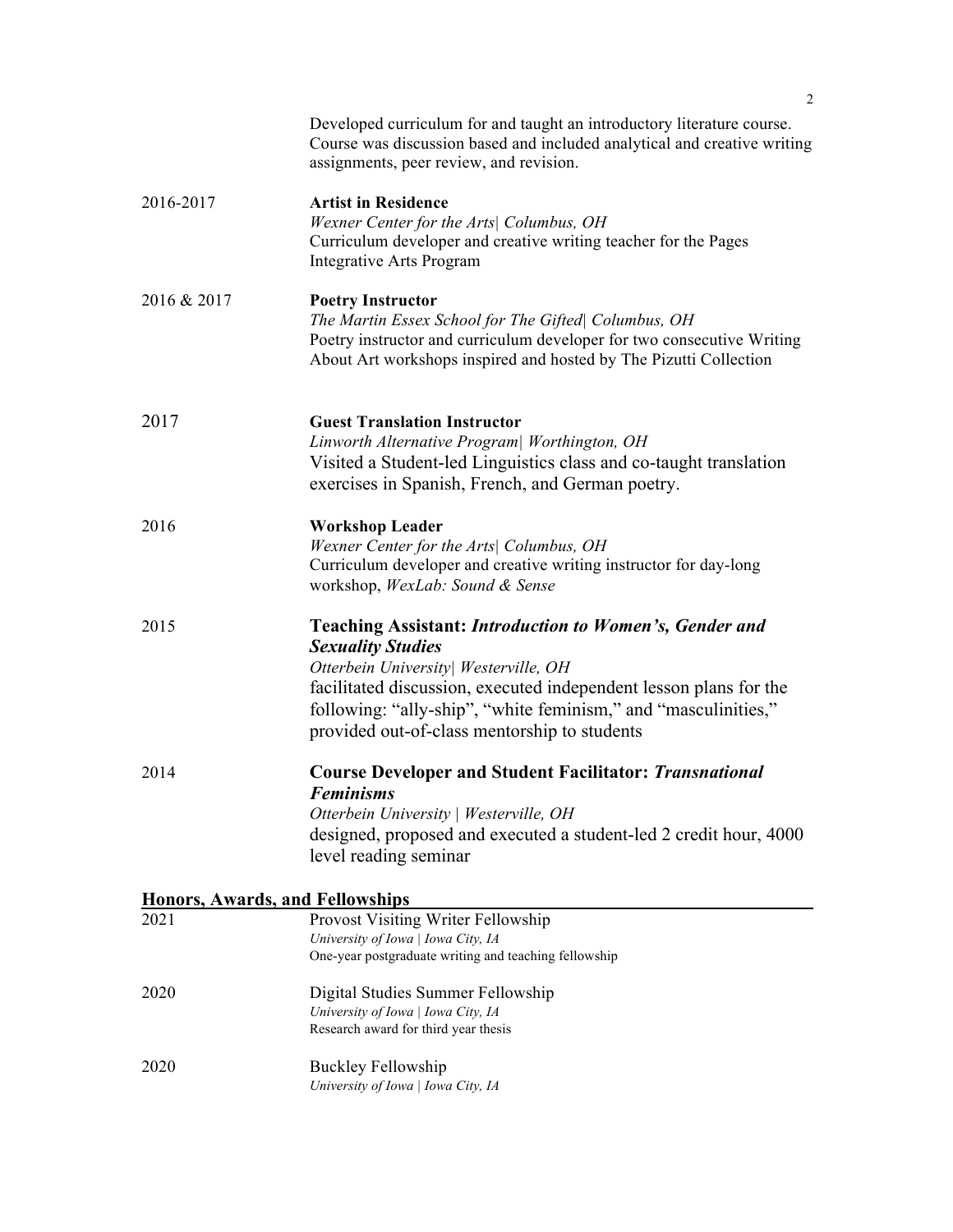Developed curriculum for and taught an introductory literature course. Course was discussion based and included analytical and creative writing assignments, peer review, and revision.

2016-2017 **Artist in Residence**
*Wexner Center for the Arts| Columbus, OH*
Curriculum developer and creative writing teacher for the Pages Integrative Arts Program

2016 & 2017 **Poetry Instructor**
*The Martin Essex School for The Gifted| Columbus, OH*
Poetry instructor and curriculum developer for two consecutive Writing About Art workshops inspired and hosted by The Pizutti Collection

2017 **Guest Translation Instructor**
*Linworth Alternative Program| Worthington, OH*
Visited a Student-led Linguistics class and co-taught translation exercises in Spanish, French, and German poetry.

2016 **Workshop Leader**
*Wexner Center for the Arts| Columbus, OH*
Curriculum developer and creative writing instructor for day-long workshop, *WexLab: Sound & Sense*

2015 **Teaching Assistant: *Introduction to Women's, Gender and Sexuality Studies***
*Otterbein University| Westerville, OH*
facilitated discussion, executed independent lesson plans for the following: "ally-ship", "white feminism," and "masculinities," provided out-of-class mentorship to students

2014 **Course Developer and Student Facilitator: *Transnational Feminisms***
*Otterbein University | Westerville, OH*
designed, proposed and executed a student-led 2 credit hour, 4000 level reading seminar

## Honors, Awards, and Fellowships

2021 Provost Visiting Writer Fellowship
*University of Iowa | Iowa City, IA*
One-year postgraduate writing and teaching fellowship

2020 Digital Studies Summer Fellowship
*University of Iowa | Iowa City, IA*
Research award for third year thesis

2020 Buckley Fellowship
*University of Iowa | Iowa City, IA*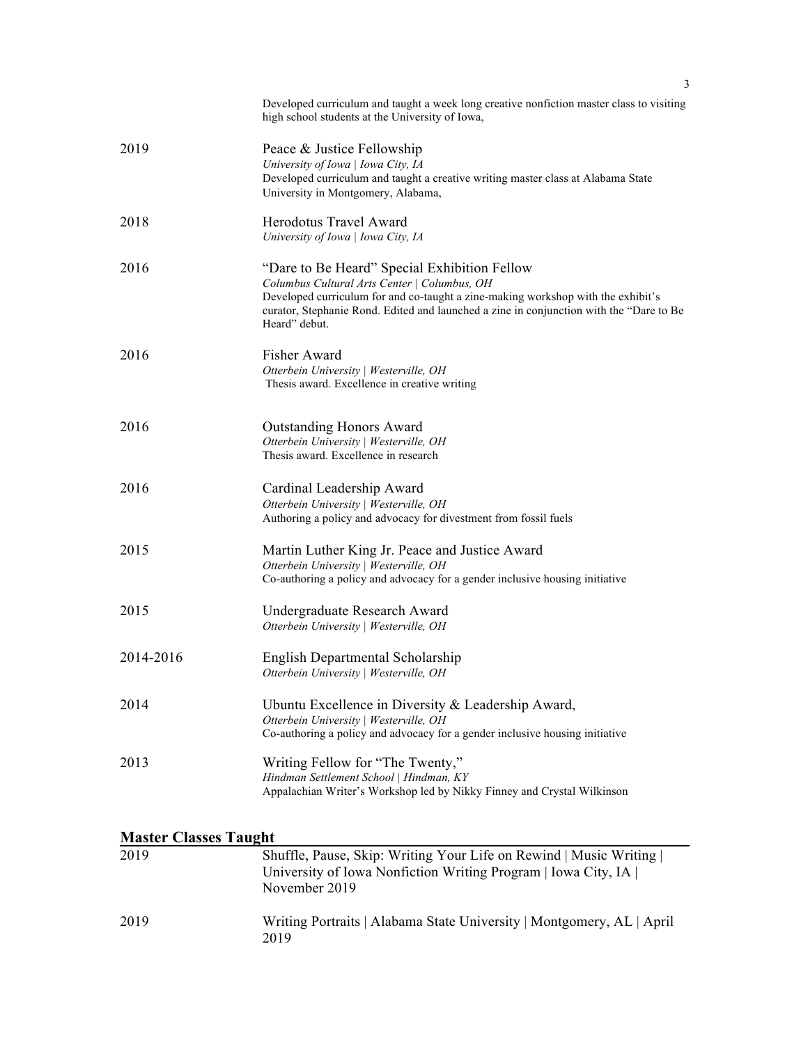Developed curriculum and taught a week long creative nonfiction master class to visiting high school students at the University of Iowa,

2019 — Peace & Justice Fellowship
*University of Iowa | Iowa City, IA*
Developed curriculum and taught a creative writing master class at Alabama State University in Montgomery, Alabama,

2018 — Herodotus Travel Award
*University of Iowa | Iowa City, IA*

2016 — "Dare to Be Heard" Special Exhibition Fellow
*Columbus Cultural Arts Center | Columbus, OH*
Developed curriculum for and co-taught a zine-making workshop with the exhibit's curator, Stephanie Rond. Edited and launched a zine in conjunction with the "Dare to Be Heard" debut.

2016 — Fisher Award
*Otterbein University | Westerville, OH*
Thesis award. Excellence in creative writing

2016 — Outstanding Honors Award
*Otterbein University | Westerville, OH*
Thesis award. Excellence in research

2016 — Cardinal Leadership Award
*Otterbein University | Westerville, OH*
Authoring a policy and advocacy for divestment from fossil fuels

2015 — Martin Luther King Jr. Peace and Justice Award
*Otterbein University | Westerville, OH*
Co-authoring a policy and advocacy for a gender inclusive housing initiative

2015 — Undergraduate Research Award
*Otterbein University | Westerville, OH*

2014-2016 — English Departmental Scholarship
*Otterbein University | Westerville, OH*

2014 — Ubuntu Excellence in Diversity & Leadership Award,
*Otterbein University | Westerville, OH*
Co-authoring a policy and advocacy for a gender inclusive housing initiative

2013 — Writing Fellow for "The Twenty,"
*Hindman Settlement School | Hindman, KY*
Appalachian Writer's Workshop led by Nikky Finney and Crystal Wilkinson

## Master Classes Taught

2019 — Shuffle, Pause, Skip: Writing Your Life on Rewind | Music Writing | University of Iowa Nonfiction Writing Program | Iowa City, IA | November 2019

2019 — Writing Portraits | Alabama State University | Montgomery, AL | April 2019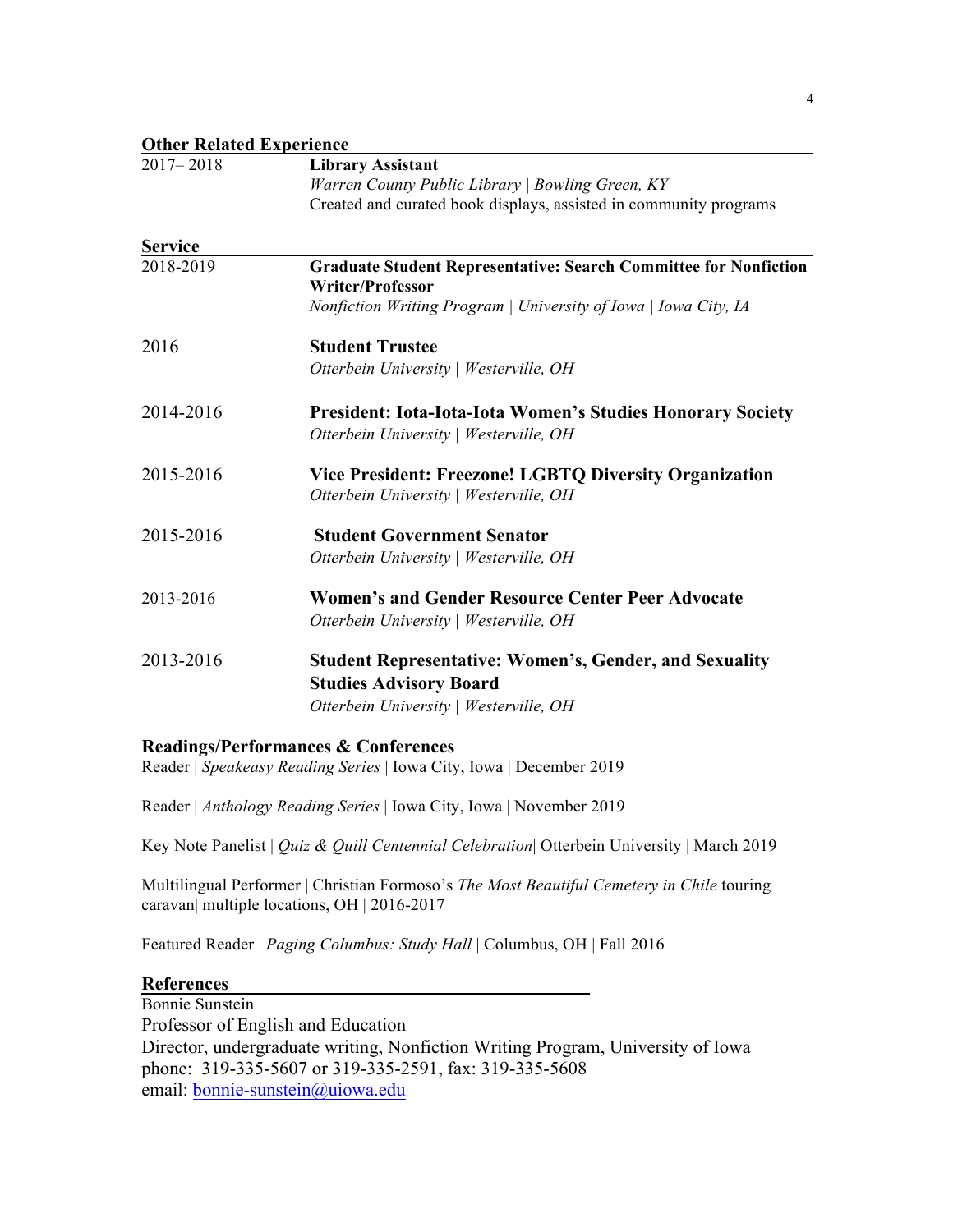## Other Related Experience

2017– 2018 **Library Assistant**
*Warren County Public Library | Bowling Green, KY*
Created and curated book displays, assisted in community programs

## Service

2018-2019 **Graduate Student Representative: Search Committee for Nonfiction Writer/Professor**
*Nonfiction Writing Program | University of Iowa | Iowa City, IA*

2016 **Student Trustee**
*Otterbein University | Westerville, OH*

2014-2016 **President: Iota-Iota-Iota Women's Studies Honorary Society**
*Otterbein University | Westerville, OH*

2015-2016 **Vice President: Freezone! LGBTQ Diversity Organization**
*Otterbein University | Westerville, OH*

2015-2016 **Student Government Senator**
*Otterbein University | Westerville, OH*

2013-2016 **Women's and Gender Resource Center Peer Advocate**
*Otterbein University | Westerville, OH*

2013-2016 **Student Representative: Women's, Gender, and Sexuality Studies Advisory Board**
*Otterbein University | Westerville, OH*

## Readings/Performances & Conferences

Reader | *Speakeasy Reading Series* | Iowa City, Iowa | December 2019

Reader | *Anthology Reading Series* | Iowa City, Iowa | November 2019

Key Note Panelist | *Quiz & Quill Centennial Celebration*| Otterbein University | March 2019

Multilingual Performer | Christian Formoso's *The Most Beautiful Cemetery in Chile* touring caravan| multiple locations, OH | 2016-2017

Featured Reader | *Paging Columbus: Study Hall* | Columbus, OH | Fall 2016

## References

Bonnie Sunstein
Professor of English and Education
Director, undergraduate writing, Nonfiction Writing Program, University of Iowa
phone: 319-335-5607 or 319-335-2591, fax: 319-335-5608
email: bonnie-sunstein@uiowa.edu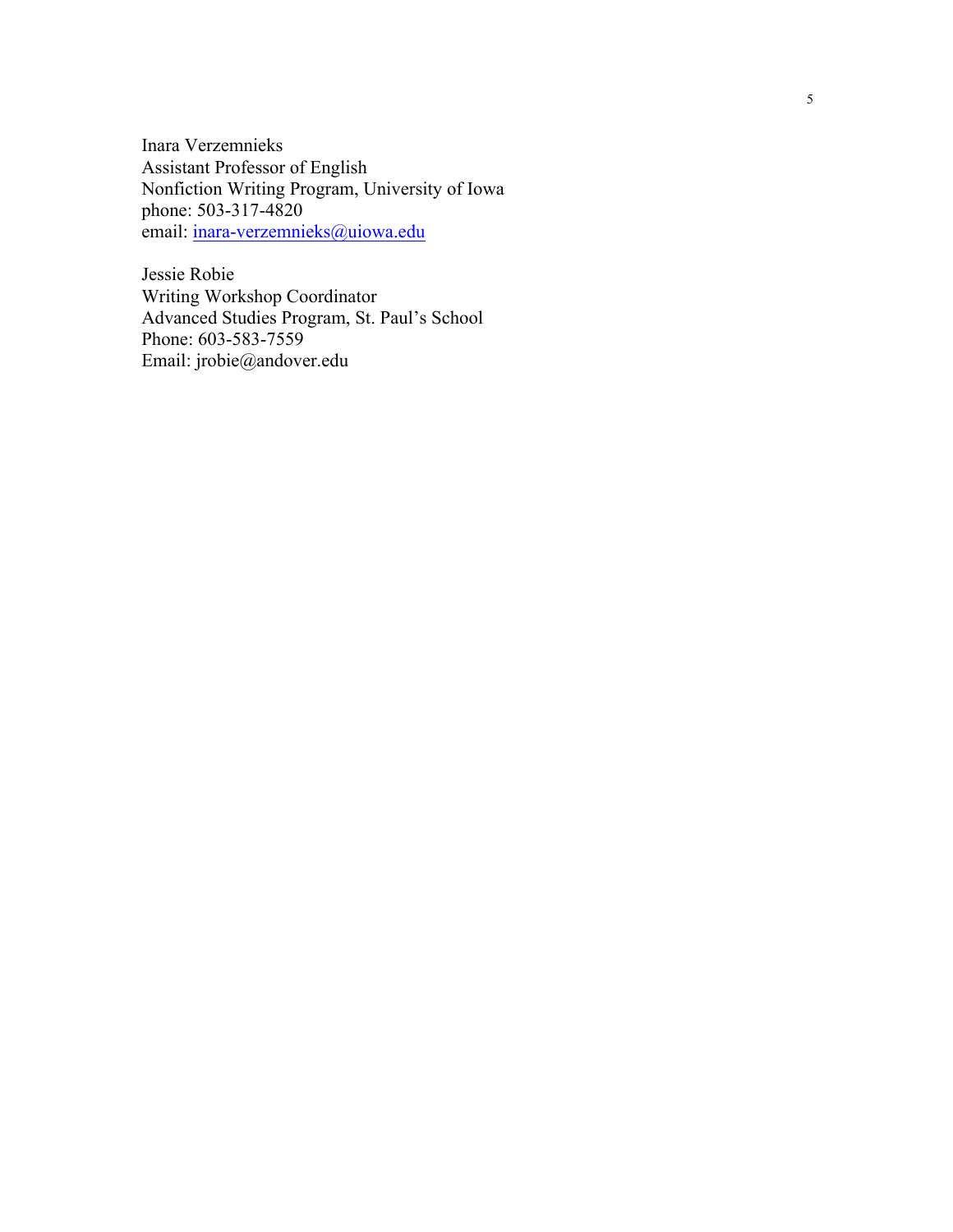Inara Verzemnieks  
Assistant Professor of English  
Nonfiction Writing Program, University of Iowa  
phone: 503-317-4820  
email: inara-verzemnieks@uiowa.edu

Jessie Robie  
Writing Workshop Coordinator  
Advanced Studies Program, St. Paul's School  
Phone: 603-583-7559  
Email: jrobie@andover.edu